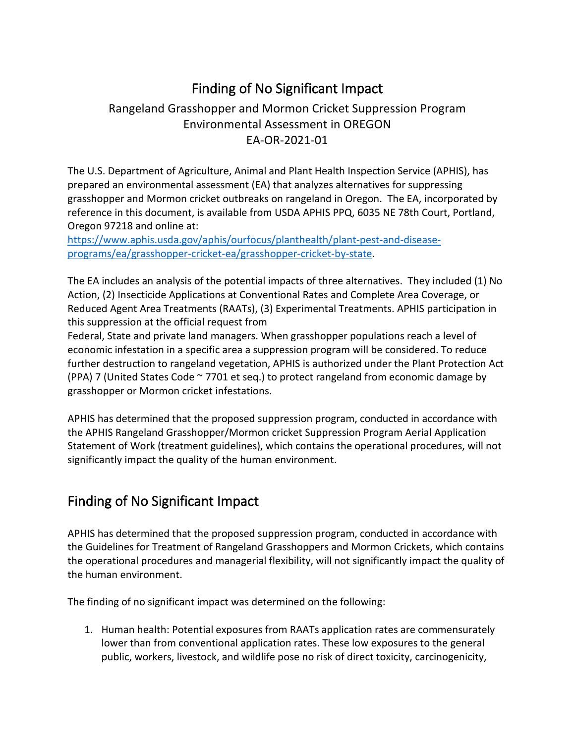# Finding of No Significant Impact

Rangeland Grasshopper and Mormon Cricket Suppression Program
Environmental Assessment in OREGON
EA-OR-2021-01

The U.S. Department of Agriculture, Animal and Plant Health Inspection Service (APHIS), has prepared an environmental assessment (EA) that analyzes alternatives for suppressing grasshopper and Mormon cricket outbreaks on rangeland in Oregon. The EA, incorporated by reference in this document, is available from USDA APHIS PPQ, 6035 NE 78th Court, Portland, Oregon 97218 and online at:
[https://www.aphis.usda.gov/aphis/ourfocus/planthealth/plant-pest-and-disease-programs/ea/grasshopper-cricket-ea/grasshopper-cricket-by-state](https://www.aphis.usda.gov/aphis/ourfocus/planthealth/plant-pest-and-disease-programs/ea/grasshopper-cricket-ea/grasshopper-cricket-by-state).

The EA includes an analysis of the potential impacts of three alternatives. They included (1) No Action, (2) Insecticide Applications at Conventional Rates and Complete Area Coverage, or Reduced Agent Area Treatments (RAATs), (3) Experimental Treatments. APHIS participation in this suppression at the official request from
Federal, State and private land managers. When grasshopper populations reach a level of economic infestation in a specific area a suppression program will be considered. To reduce further destruction to rangeland vegetation, APHIS is authorized under the Plant Protection Act (PPA) 7 (United States Code ~ 7701 et seq.) to protect rangeland from economic damage by grasshopper or Mormon cricket infestations.

APHIS has determined that the proposed suppression program, conducted in accordance with the APHIS Rangeland Grasshopper/Mormon cricket Suppression Program Aerial Application Statement of Work (treatment guidelines), which contains the operational procedures, will not significantly impact the quality of the human environment.

## Finding of No Significant Impact

APHIS has determined that the proposed suppression program, conducted in accordance with the Guidelines for Treatment of Rangeland Grasshoppers and Mormon Crickets, which contains the operational procedures and managerial flexibility, will not significantly impact the quality of the human environment.

The finding of no significant impact was determined on the following:

1. Human health: Potential exposures from RAATs application rates are commensurately lower than from conventional application rates. These low exposures to the general public, workers, livestock, and wildlife pose no risk of direct toxicity, carcinogenicity,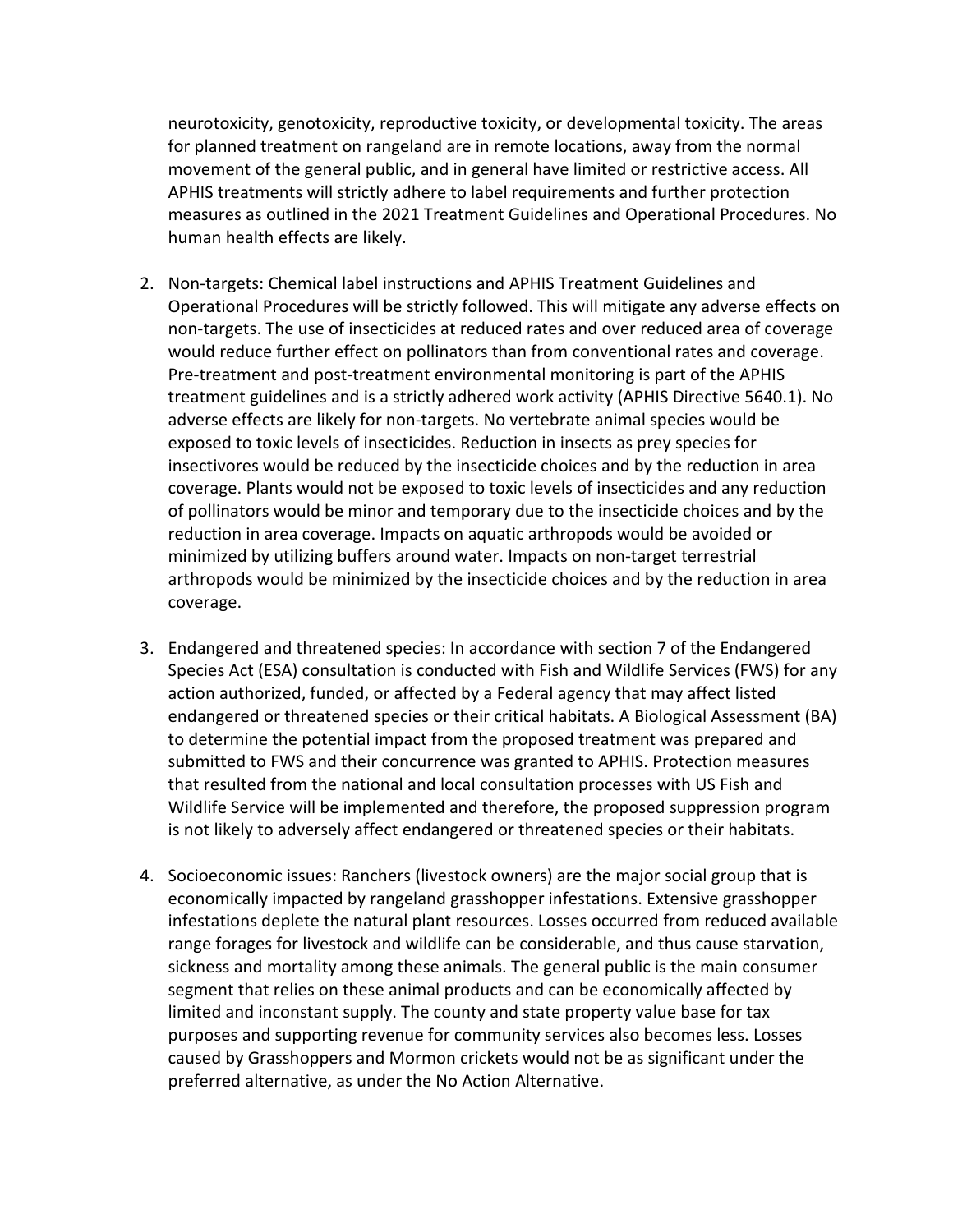neurotoxicity, genotoxicity, reproductive toxicity, or developmental toxicity. The areas for planned treatment on rangeland are in remote locations, away from the normal movement of the general public, and in general have limited or restrictive access. All APHIS treatments will strictly adhere to label requirements and further protection measures as outlined in the 2021 Treatment Guidelines and Operational Procedures. No human health effects are likely.

2. Non-targets: Chemical label instructions and APHIS Treatment Guidelines and Operational Procedures will be strictly followed. This will mitigate any adverse effects on non-targets. The use of insecticides at reduced rates and over reduced area of coverage would reduce further effect on pollinators than from conventional rates and coverage. Pre-treatment and post-treatment environmental monitoring is part of the APHIS treatment guidelines and is a strictly adhered work activity (APHIS Directive 5640.1). No adverse effects are likely for non-targets. No vertebrate animal species would be exposed to toxic levels of insecticides. Reduction in insects as prey species for insectivores would be reduced by the insecticide choices and by the reduction in area coverage. Plants would not be exposed to toxic levels of insecticides and any reduction of pollinators would be minor and temporary due to the insecticide choices and by the reduction in area coverage. Impacts on aquatic arthropods would be avoided or minimized by utilizing buffers around water. Impacts on non-target terrestrial arthropods would be minimized by the insecticide choices and by the reduction in area coverage.

3. Endangered and threatened species: In accordance with section 7 of the Endangered Species Act (ESA) consultation is conducted with Fish and Wildlife Services (FWS) for any action authorized, funded, or affected by a Federal agency that may affect listed endangered or threatened species or their critical habitats. A Biological Assessment (BA) to determine the potential impact from the proposed treatment was prepared and submitted to FWS and their concurrence was granted to APHIS. Protection measures that resulted from the national and local consultation processes with US Fish and Wildlife Service will be implemented and therefore, the proposed suppression program is not likely to adversely affect endangered or threatened species or their habitats.

4. Socioeconomic issues: Ranchers (livestock owners) are the major social group that is economically impacted by rangeland grasshopper infestations. Extensive grasshopper infestations deplete the natural plant resources. Losses occurred from reduced available range forages for livestock and wildlife can be considerable, and thus cause starvation, sickness and mortality among these animals. The general public is the main consumer segment that relies on these animal products and can be economically affected by limited and inconstant supply. The county and state property value base for tax purposes and supporting revenue for community services also becomes less. Losses caused by Grasshoppers and Mormon crickets would not be as significant under the preferred alternative, as under the No Action Alternative.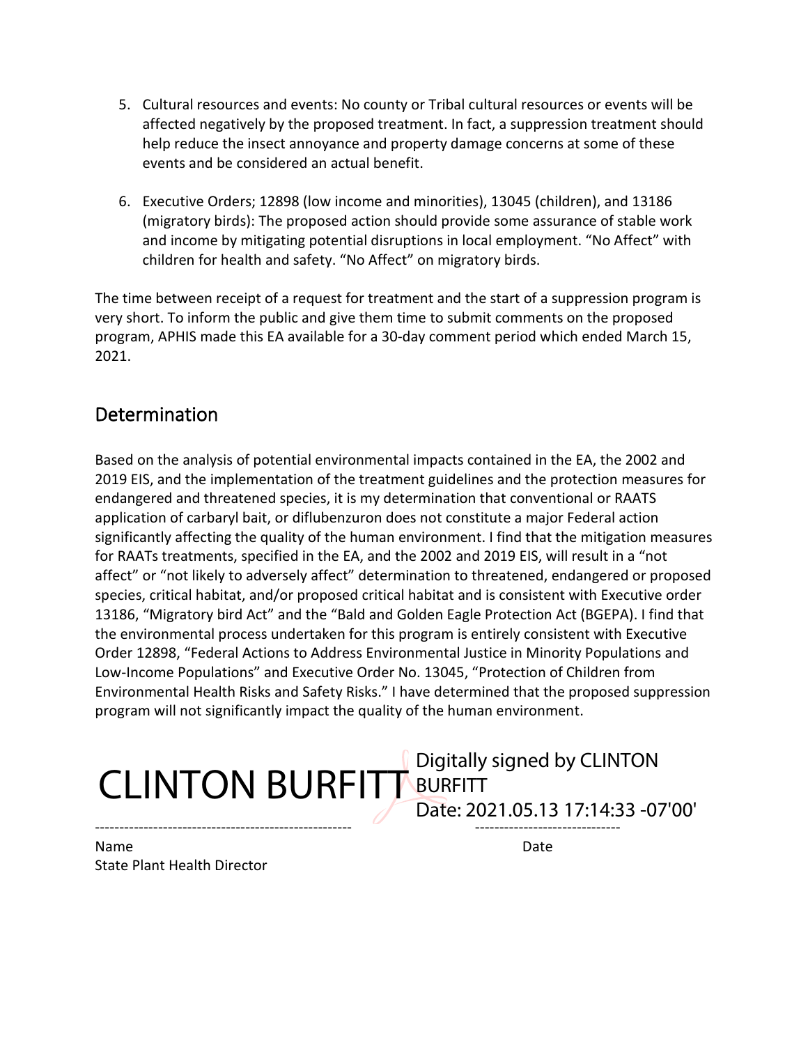5. Cultural resources and events: No county or Tribal cultural resources or events will be affected negatively by the proposed treatment. In fact, a suppression treatment should help reduce the insect annoyance and property damage concerns at some of these events and be considered an actual benefit.

6. Executive Orders; 12898 (low income and minorities), 13045 (children), and 13186 (migratory birds): The proposed action should provide some assurance of stable work and income by mitigating potential disruptions in local employment. "No Affect" with children for health and safety. "No Affect" on migratory birds.

The time between receipt of a request for treatment and the start of a suppression program is very short. To inform the public and give them time to submit comments on the proposed program, APHIS made this EA available for a 30-day comment period which ended March 15, 2021.

## Determination

Based on the analysis of potential environmental impacts contained in the EA, the 2002 and 2019 EIS, and the implementation of the treatment guidelines and the protection measures for endangered and threatened species, it is my determination that conventional or RAATS application of carbaryl bait, or diflubenzuron does not constitute a major Federal action significantly affecting the quality of the human environment. I find that the mitigation measures for RAATs treatments, specified in the EA, and the 2002 and 2019 EIS, will result in a "not affect" or "not likely to adversely affect" determination to threatened, endangered or proposed species, critical habitat, and/or proposed critical habitat and is consistent with Executive order 13186, "Migratory bird Act" and the "Bald and Golden Eagle Protection Act (BGEPA). I find that the environmental process undertaken for this program is entirely consistent with Executive Order 12898, "Federal Actions to Address Environmental Justice in Minority Populations and Low-Income Populations" and Executive Order No. 13045, "Protection of Children from Environmental Health Risks and Safety Risks." I have determined that the proposed suppression program will not significantly impact the quality of the human environment.

CLINTON BURFITT

Digitally signed by CLINTON BURFITT
Date: 2021.05.13 17:14:33 -07'00'

-----------------------------------------------------            ------------------------------

Name                                                                                   Date

State Plant Health Director